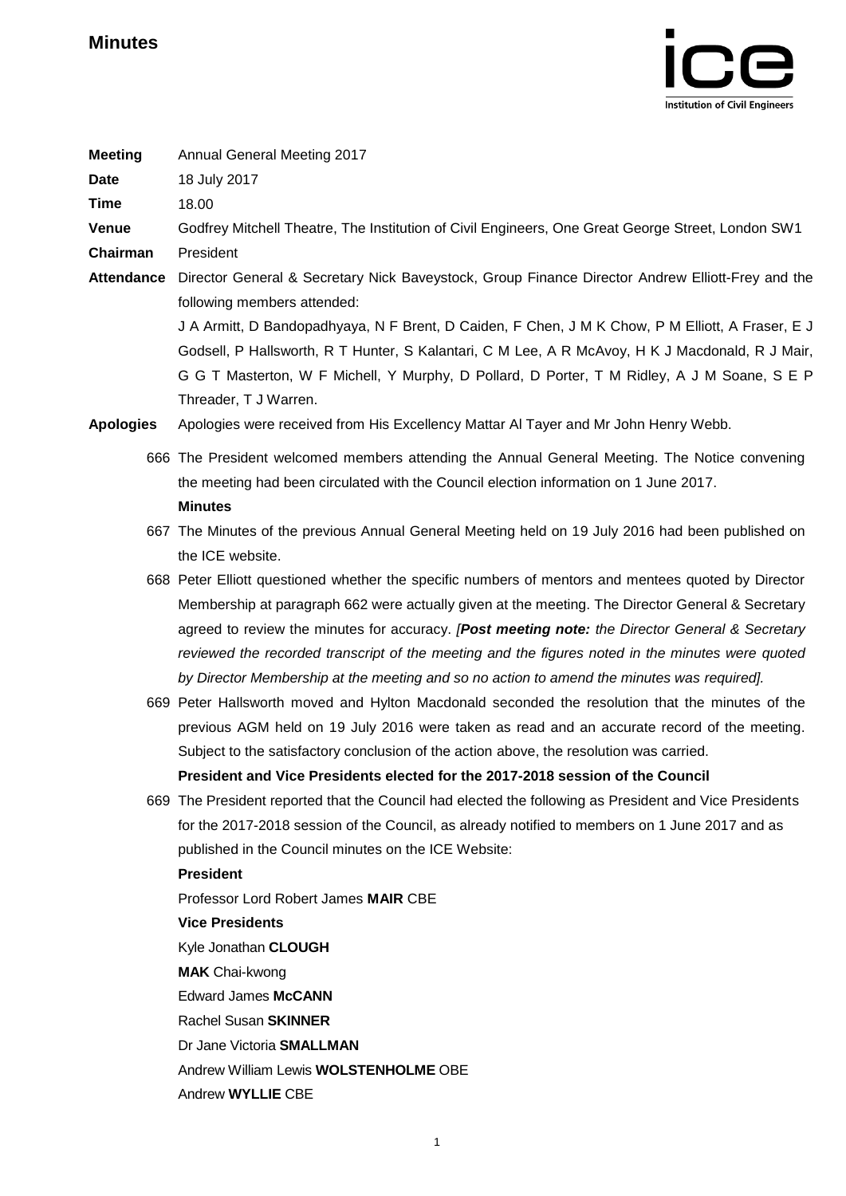# Minutes

**Meeting** Annual General Meeting 2017

**Date** 18 July 2017

**Time** 18.00

**Venue** Godfrey Mitchell Theatre, The Institution of Civil Engineers, One Great George Street, London SW1

**Chairman** President

**Attendance** Director General & Secretary Nick Baveystock, Group Finance Director Andrew Elliott-Frey and the following members attended:

J A Armitt, D Bandopadhyaya, N F Brent, D Caiden, F Chen, J M K Chow, P M Elliott, A Fraser, E J Godsell, P Hallsworth, R T Hunter, S Kalantari, C M Lee, A R McAvoy, H K J Macdonald, R J Mair, G G T Masterton, W F Michell, Y Murphy, D Pollard, D Porter, T M Ridley, A J M Soane, S E P Threader, T J Warren.

**Apologies** Apologies were received from His Excellency Mattar Al Tayer and Mr John Henry Webb.

666 The President welcomed members attending the Annual General Meeting. The Notice convening the meeting had been circulated with the Council election information on 1 June 2017.

**Minutes**

667 The Minutes of the previous Annual General Meeting held on 19 July 2016 had been published on the ICE website.

668 Peter Elliott questioned whether the specific numbers of mentors and mentees quoted by Director Membership at paragraph 662 were actually given at the meeting. The Director General & Secretary agreed to review the minutes for accuracy. *[**Post meeting note:** the Director General & Secretary reviewed the recorded transcript of the meeting and the figures noted in the minutes were quoted by Director Membership at the meeting and so no action to amend the minutes was required].*

669 Peter Hallsworth moved and Hylton Macdonald seconded the resolution that the minutes of the previous AGM held on 19 July 2016 were taken as read and an accurate record of the meeting. Subject to the satisfactory conclusion of the action above, the resolution was carried.

**President and Vice Presidents elected for the 2017-2018 session of the Council**

669 The President reported that the Council had elected the following as President and Vice Presidents for the 2017-2018 session of the Council, as already notified to members on 1 June 2017 and as published in the Council minutes on the ICE Website:

**President**

Professor Lord Robert James **MAIR** CBE

**Vice Presidents**

Kyle Jonathan **CLOUGH**

**MAK** Chai-kwong

Edward James **McCANN**

Rachel Susan **SKINNER**

Dr Jane Victoria **SMALLMAN**

Andrew William Lewis **WOLSTENHOLME** OBE

Andrew **WYLLIE** CBE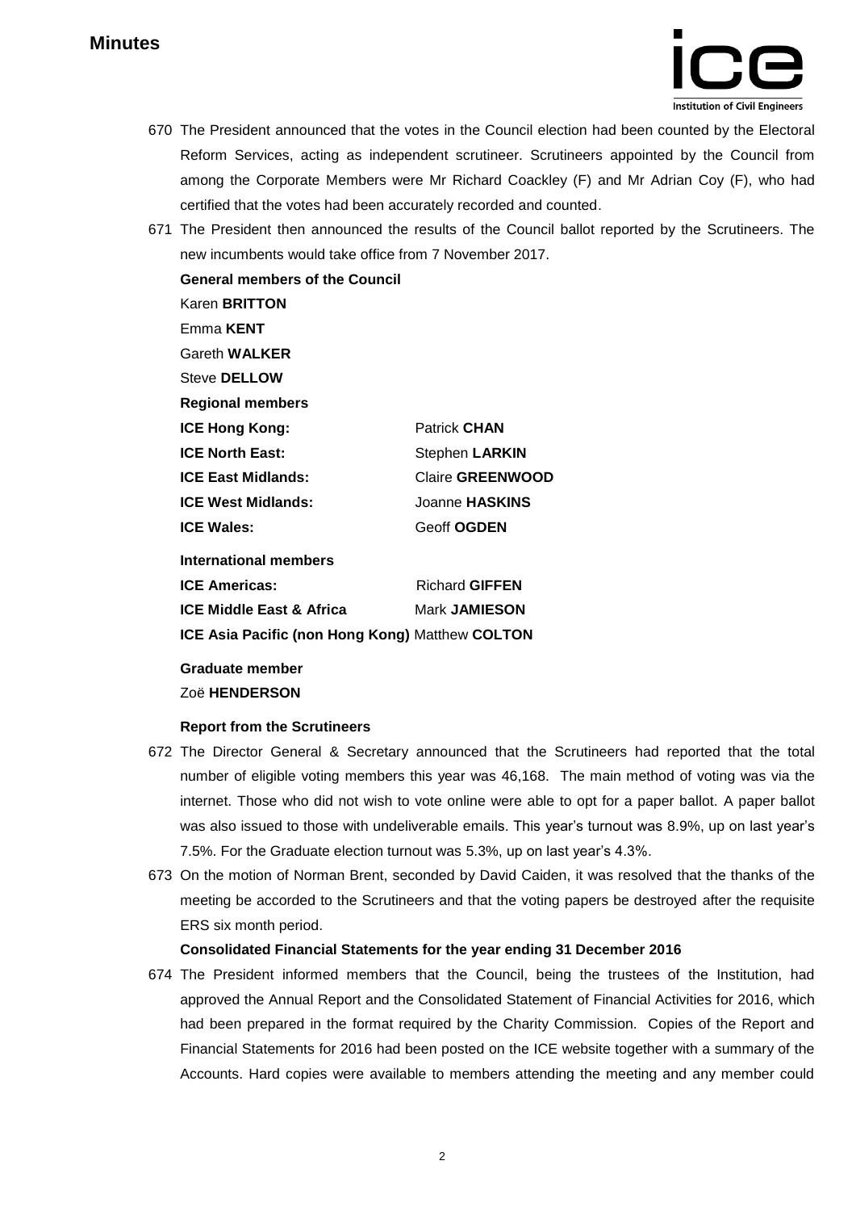670 The President announced that the votes in the Council election had been counted by the Electoral Reform Services, acting as independent scrutineer. Scrutineers appointed by the Council from among the Corporate Members were Mr Richard Coackley (F) and Mr Adrian Coy (F), who had certified that the votes had been accurately recorded and counted.

671 The President then announced the results of the Council ballot reported by the Scrutineers. The new incumbents would take office from 7 November 2017.

**General members of the Council**

Karen **BRITTON**

Emma **KENT**

Gareth **WALKER**

Steve **DELLOW**

**Regional members**

| | |
|---|---|
| **ICE Hong Kong:** | Patrick **CHAN** |
| **ICE North East:** | Stephen **LARKIN** |
| **ICE East Midlands:** | Claire **GREENWOOD** |
| **ICE West Midlands:** | Joanne **HASKINS** |
| **ICE Wales:** | Geoff **OGDEN** |

**International members**

| | |
|---|---|
| **ICE Americas:** | Richard **GIFFEN** |
| **ICE Middle East & Africa** | Mark **JAMIESON** |
| **ICE Asia Pacific (non Hong Kong)** | Matthew **COLTON** |

**Graduate member**

Zoë **HENDERSON**

**Report from the Scrutineers**

672 The Director General & Secretary announced that the Scrutineers had reported that the total number of eligible voting members this year was 46,168. The main method of voting was via the internet. Those who did not wish to vote online were able to opt for a paper ballot. A paper ballot was also issued to those with undeliverable emails. This year's turnout was 8.9%, up on last year's 7.5%. For the Graduate election turnout was 5.3%, up on last year's 4.3%.

673 On the motion of Norman Brent, seconded by David Caiden, it was resolved that the thanks of the meeting be accorded to the Scrutineers and that the voting papers be destroyed after the requisite ERS six month period.

**Consolidated Financial Statements for the year ending 31 December 2016**

674 The President informed members that the Council, being the trustees of the Institution, had approved the Annual Report and the Consolidated Statement of Financial Activities for 2016, which had been prepared in the format required by the Charity Commission. Copies of the Report and Financial Statements for 2016 had been posted on the ICE website together with a summary of the Accounts. Hard copies were available to members attending the meeting and any member could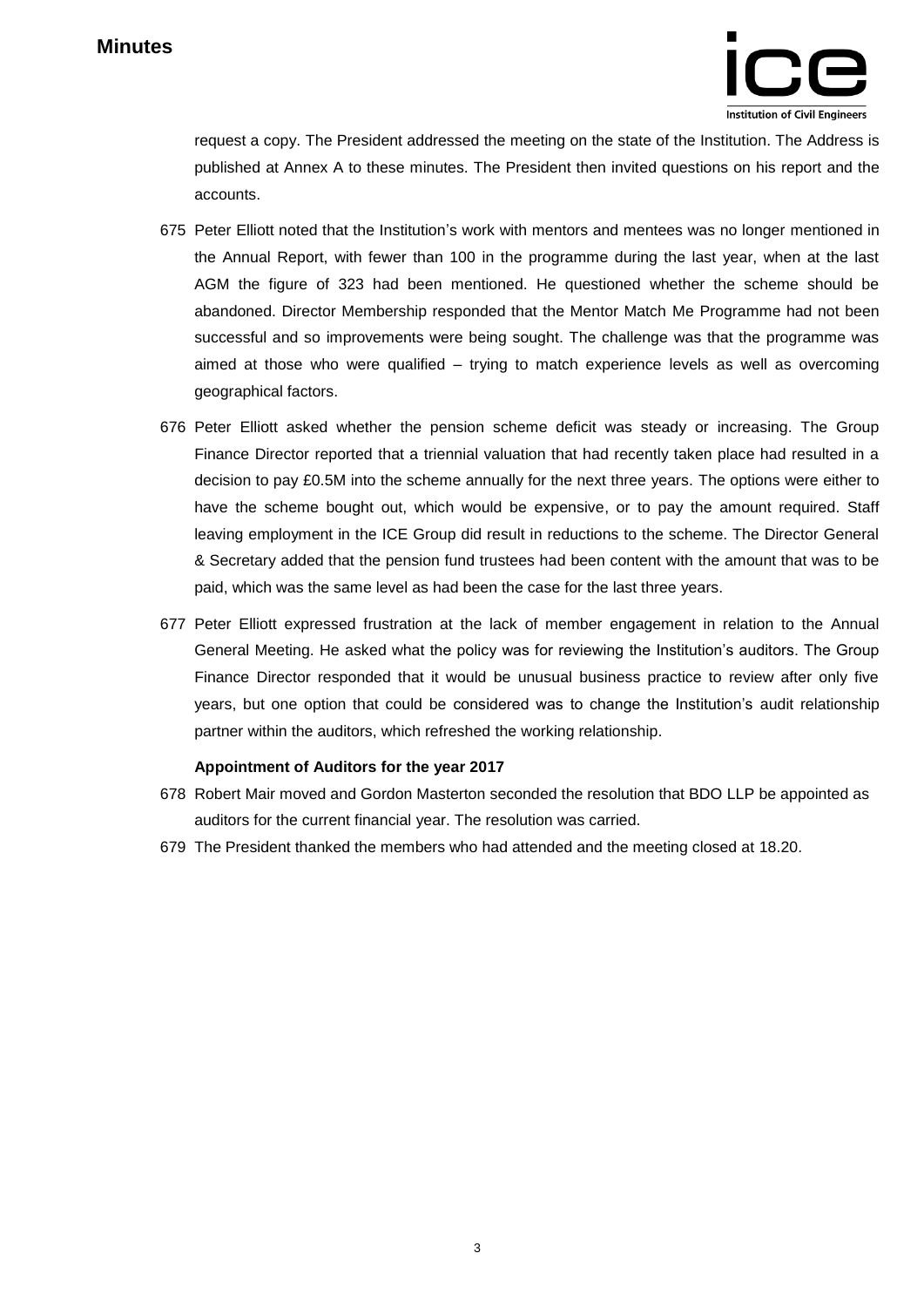request a copy. The President addressed the meeting on the state of the Institution. The Address is published at Annex A to these minutes. The President then invited questions on his report and the accounts.

675 Peter Elliott noted that the Institution's work with mentors and mentees was no longer mentioned in the Annual Report, with fewer than 100 in the programme during the last year, when at the last AGM the figure of 323 had been mentioned. He questioned whether the scheme should be abandoned. Director Membership responded that the Mentor Match Me Programme had not been successful and so improvements were being sought. The challenge was that the programme was aimed at those who were qualified – trying to match experience levels as well as overcoming geographical factors.

676 Peter Elliott asked whether the pension scheme deficit was steady or increasing. The Group Finance Director reported that a triennial valuation that had recently taken place had resulted in a decision to pay £0.5M into the scheme annually for the next three years. The options were either to have the scheme bought out, which would be expensive, or to pay the amount required. Staff leaving employment in the ICE Group did result in reductions to the scheme. The Director General & Secretary added that the pension fund trustees had been content with the amount that was to be paid, which was the same level as had been the case for the last three years.

677 Peter Elliott expressed frustration at the lack of member engagement in relation to the Annual General Meeting. He asked what the policy was for reviewing the Institution's auditors. The Group Finance Director responded that it would be unusual business practice to review after only five years, but one option that could be considered was to change the Institution's audit relationship partner within the auditors, which refreshed the working relationship.

**Appointment of Auditors for the year 2017**

678 Robert Mair moved and Gordon Masterton seconded the resolution that BDO LLP be appointed as auditors for the current financial year. The resolution was carried.

679 The President thanked the members who had attended and the meeting closed at 18.20.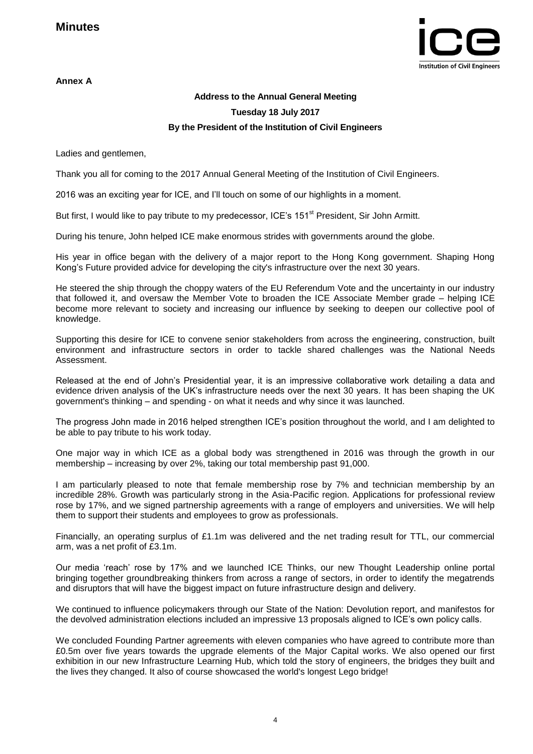# Minutes

**Annex A**

**Address to the Annual General Meeting**

**Tuesday 18 July 2017**

**By the President of the Institution of Civil Engineers**

Ladies and gentlemen,

Thank you all for coming to the 2017 Annual General Meeting of the Institution of Civil Engineers.

2016 was an exciting year for ICE, and I'll touch on some of our highlights in a moment.

But first, I would like to pay tribute to my predecessor, ICE's 151st President, Sir John Armitt.

During his tenure, John helped ICE make enormous strides with governments around the globe.

His year in office began with the delivery of a major report to the Hong Kong government. Shaping Hong Kong's Future provided advice for developing the city's infrastructure over the next 30 years.

He steered the ship through the choppy waters of the EU Referendum Vote and the uncertainty in our industry that followed it, and oversaw the Member Vote to broaden the ICE Associate Member grade – helping ICE become more relevant to society and increasing our influence by seeking to deepen our collective pool of knowledge.

Supporting this desire for ICE to convene senior stakeholders from across the engineering, construction, built environment and infrastructure sectors in order to tackle shared challenges was the National Needs Assessment.

Released at the end of John's Presidential year, it is an impressive collaborative work detailing a data and evidence driven analysis of the UK's infrastructure needs over the next 30 years. It has been shaping the UK government's thinking – and spending - on what it needs and why since it was launched.

The progress John made in 2016 helped strengthen ICE's position throughout the world, and I am delighted to be able to pay tribute to his work today.

One major way in which ICE as a global body was strengthened in 2016 was through the growth in our membership – increasing by over 2%, taking our total membership past 91,000.

I am particularly pleased to note that female membership rose by 7% and technician membership by an incredible 28%. Growth was particularly strong in the Asia-Pacific region. Applications for professional review rose by 17%, and we signed partnership agreements with a range of employers and universities. We will help them to support their students and employees to grow as professionals.

Financially, an operating surplus of £1.1m was delivered and the net trading result for TTL, our commercial arm, was a net profit of £3.1m.

Our media 'reach' rose by 17% and we launched ICE Thinks, our new Thought Leadership online portal bringing together groundbreaking thinkers from across a range of sectors, in order to identify the megatrends and disruptors that will have the biggest impact on future infrastructure design and delivery.

We continued to influence policymakers through our State of the Nation: Devolution report, and manifestos for the devolved administration elections included an impressive 13 proposals aligned to ICE's own policy calls.

We concluded Founding Partner agreements with eleven companies who have agreed to contribute more than £0.5m over five years towards the upgrade elements of the Major Capital works. We also opened our first exhibition in our new Infrastructure Learning Hub, which told the story of engineers, the bridges they built and the lives they changed. It also of course showcased the world's longest Lego bridge!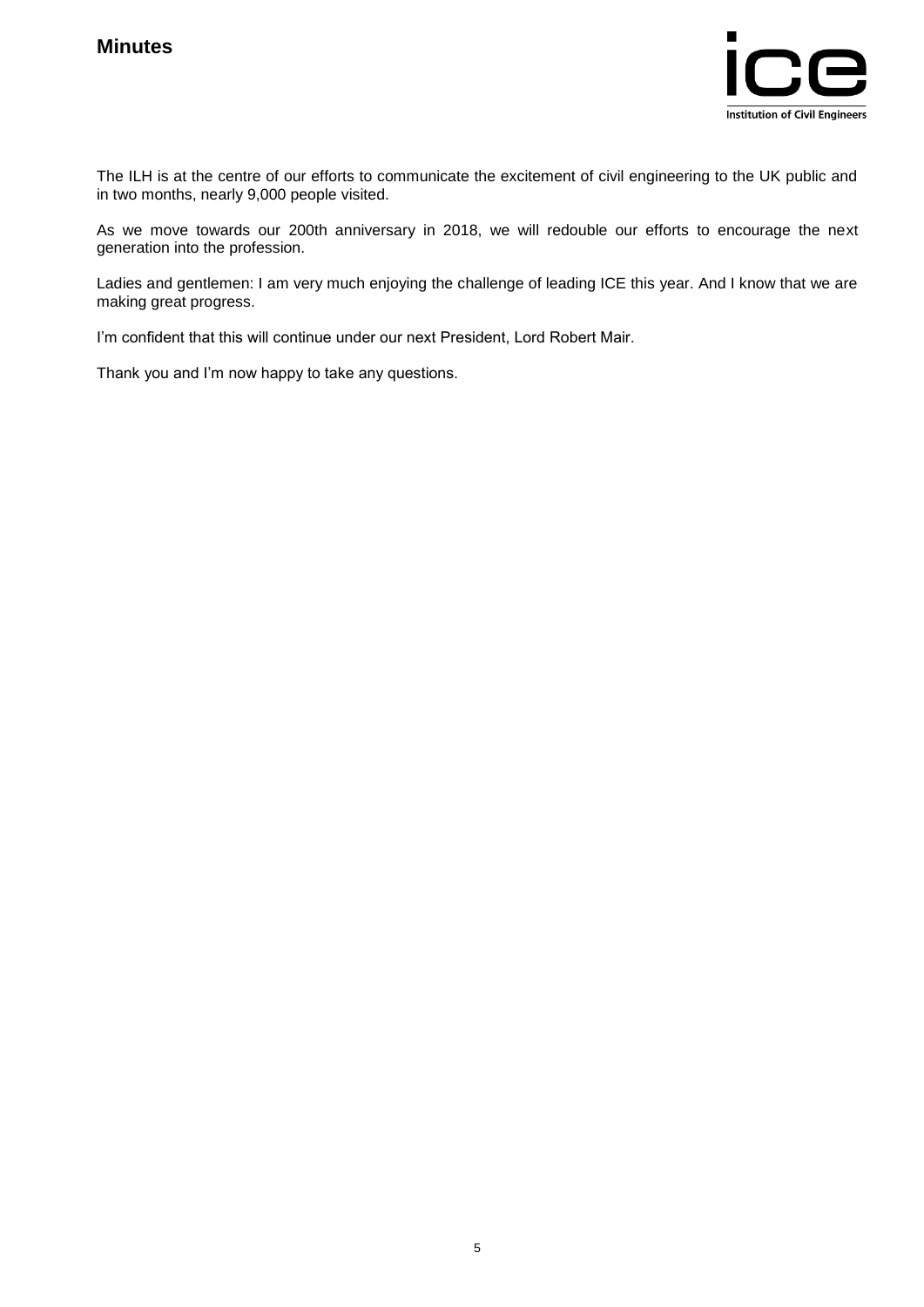The ILH is at the centre of our efforts to communicate the excitement of civil engineering to the UK public and in two months, nearly 9,000 people visited.

As we move towards our 200th anniversary in 2018, we will redouble our efforts to encourage the next generation into the profession.

Ladies and gentlemen: I am very much enjoying the challenge of leading ICE this year. And I know that we are making great progress.

I'm confident that this will continue under our next President, Lord Robert Mair.

Thank you and I'm now happy to take any questions.